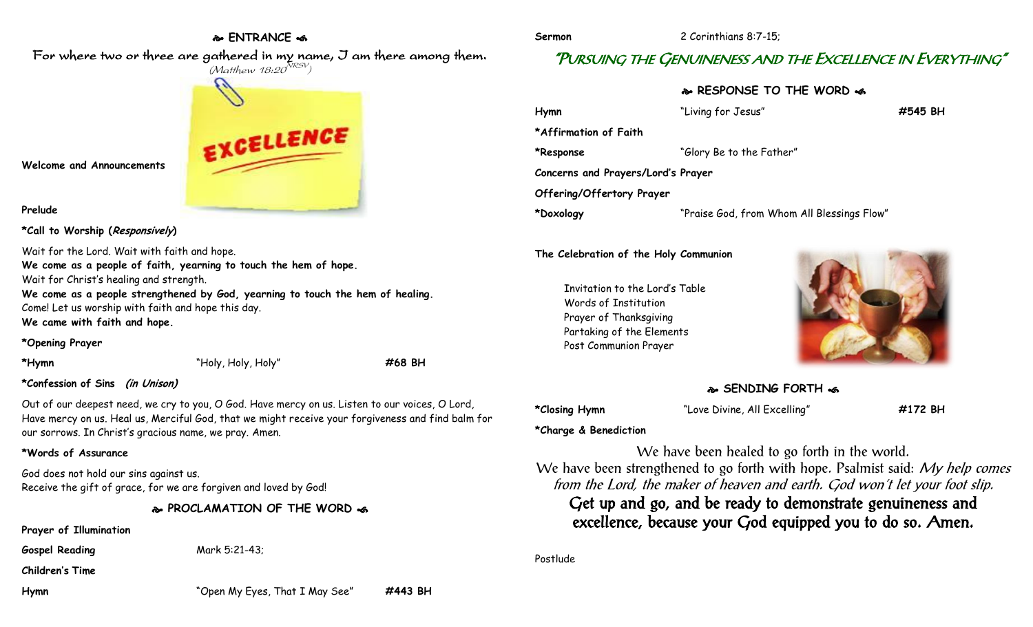## ❧ ENTRANCE ☙

For where two or three are gathered in my name, I am there among them.
*(Matthew 18:20 NRSV)*

**Welcome and Announcements**

**Prelude**

***Call to Worship (*Responsively*)**

Wait for the Lord. Wait with faith and hope.
**We come as a people of faith, yearning to touch the hem of hope.**
Wait for Christ's healing and strength.
**We come as a people strengthened by God, yearning to touch the hem of healing.**
Come! Let us worship with faith and hope this day.
**We came with faith and hope.**

***Opening Prayer**

| | | |
|---|---|---|
| ***Hymn** | "Holy, Holy, Holy" | **#68 BH** |

***Confession of Sins *(in Unison)***

Out of our deepest need, we cry to you, O God. Have mercy on us. Listen to our voices, O Lord, Have mercy on us. Heal us, Merciful God, that we might receive your forgiveness and find balm for our sorrows. In Christ's gracious name, we pray. Amen.

***Words of Assurance**

God does not hold our sins against us.
Receive the gift of grace, for we are forgiven and loved by God!

## ❧ PROCLAMATION OF THE WORD ☙

**Prayer of Illumination**

**Gospel Reading** Mark 5:21-43;

**Children's Time**

| | | |
|---|---|---|
| **Hymn** | "Open My Eyes, That I May See" | **#443 BH** |

**Sermon** 2 Corinthians 8:7-15;

### "Pursuing the Genuineness and the Excellence in Everything"

## ❧ RESPONSE TO THE WORD ☙

| | | |
|---|---|---|
| **Hymn** | "Living for Jesus" | **#545 BH** |
| ***Affirmation of Faith** | | |
| ***Response** | "Glory Be to the Father" | |
| **Concerns and Prayers/Lord's Prayer** | | |
| **Offering/Offertory Prayer** | | |
| ***Doxology** | "Praise God, from Whom All Blessings Flow" | |

**The Celebration of the Holy Communion**

Invitation to the Lord's Table
Words of Institution
Prayer of Thanksgiving
Partaking of the Elements
Post Communion Prayer

## ❧ SENDING FORTH ☙

| | | |
|---|---|---|
| ***Closing Hymn** | "Love Divine, All Excelling" | **#172 BH** |

***Charge & Benediction**

We have been healed to go forth in the world.
We have been strengthened to go forth with hope. Psalmist said: *My help comes from the Lord, the maker of heaven and earth. God won't let your foot slip.*
**Get up and go, and be ready to demonstrate genuineness and excellence, because your God equipped you to do so. Amen.**

Postlude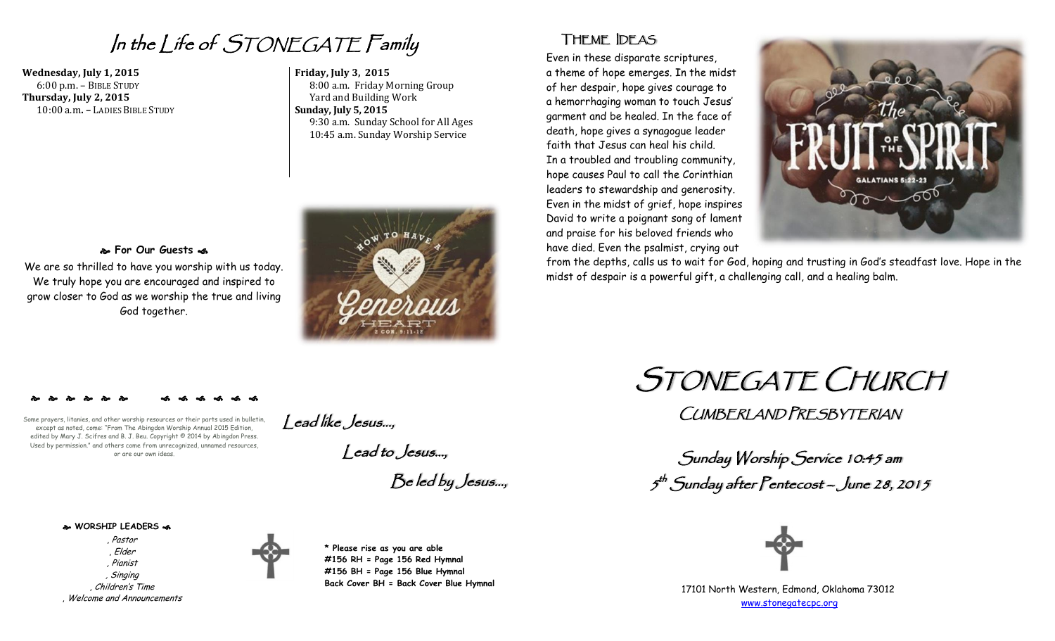# In the Life of STONEGATE Family

**Wednesday, July 1, 2015**
6:00 p.m. – BIBLE STUDY
**Thursday, July 2, 2015**
10:00 a.m. – LADIES BIBLE STUDY

**Friday, July 3, 2015**
8:00 a.m. Friday Morning Group
Yard and Building Work
**Sunday, July 5, 2015**
9:30 a.m. Sunday School for All Ages
10:45 a.m. Sunday Worship Service

**For Our Guests**

We are so thrilled to have you worship with us today. We truly hope you are encouraged and inspired to grow closer to God as we worship the true and living God together.

Some prayers, litanies, and other worship resources or their parts used in bulletin, except as noted, come: "From The Abingdon Worship Annual 2015 Edition, edited by Mary J. Scifres and B. J. Beu. Copyright © 2014 by Abingdon Press. Used by permission." and others come from unrecognized, unnamed resources, or are our own ideas.

*Lead like Jesus…,*

*Lead to Jesus…,*

*Be led by Jesus…,*

**WORSHIP LEADERS**

*, Pastor*
*, Elder*
*, Pianist*
*, Singing*
*, Children's Time*
*, Welcome and Announcements*

**\* Please rise as you are able**
**#156 RH = Page 156 Red Hymnal**
**#156 BH = Page 156 Blue Hymnal**
**Back Cover BH = Back Cover Blue Hymnal**

## THEME IDEAS

Even in these disparate scriptures, a theme of hope emerges. In the midst of her despair, hope gives courage to a hemorrhaging woman to touch Jesus' garment and be healed. In the face of death, hope gives a synagogue leader faith that Jesus can heal his child. In a troubled and troubling community, hope causes Paul to call the Corinthian leaders to stewardship and generosity. Even in the midst of grief, hope inspires David to write a poignant song of lament and praise for his beloved friends who have died. Even the psalmist, crying out from the depths, calls us to wait for God, hoping and trusting in God's steadfast love. Hope in the midst of despair is a powerful gift, a challenging call, and a healing balm.

# STONEGATE CHURCH

## CUMBERLAND PRESBYTERIAN

### Sunday Worship Service 10:45 am

### 5th Sunday after Pentecost – June 28, 2015

17101 North Western, Edmond, Oklahoma 73012
www.stonegatecpc.org